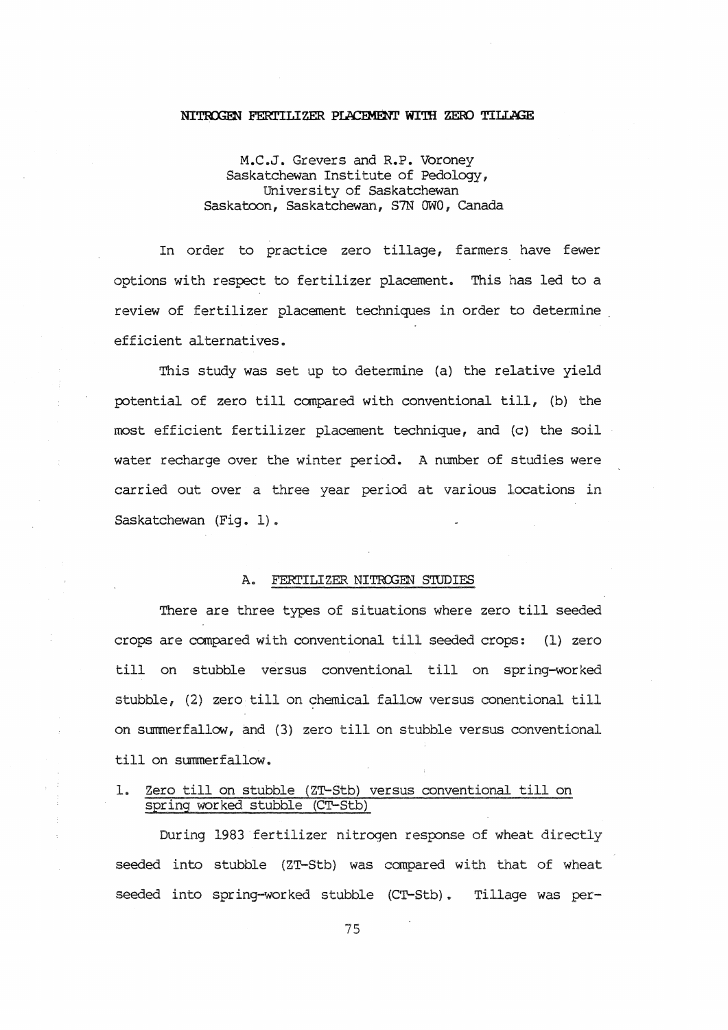# NITROGEN FERTILIZER PLACEMENT WITH ZERO TILLAGE

M.C.J. Grevers and R.P. Voroney
Saskatchewan Institute of Pedology,
University of Saskatchewan
Saskatoon, Saskatchewan, S7N 0W0, Canada

In order to practice zero tillage, farmers have fewer options with respect to fertilizer placement. This has led to a review of fertilizer placement techniques in order to determine efficient alternatives.

This study was set up to determine (a) the relative yield potential of zero till compared with conventional till, (b) the most efficient fertilizer placement technique, and (c) the soil water recharge over the winter period. A number of studies were carried out over a three year period at various locations in Saskatchewan (Fig. 1).

## A. FERTILIZER NITROGEN STUDIES

There are three types of situations where zero till seeded crops are compared with conventional till seeded crops: (1) zero till on stubble versus conventional till on spring-worked stubble, (2) zero till on chemical fallow versus conentional till on summerfallow, and (3) zero till on stubble versus conventional till on summerfallow.

### 1. Zero till on stubble (ZT-Stb) versus conventional till on spring worked stubble (CT-Stb)

During 1983 fertilizer nitrogen response of wheat directly seeded into stubble (ZT-Stb) was compared with that of wheat seeded into spring-worked stubble (CT-Stb). Tillage was per-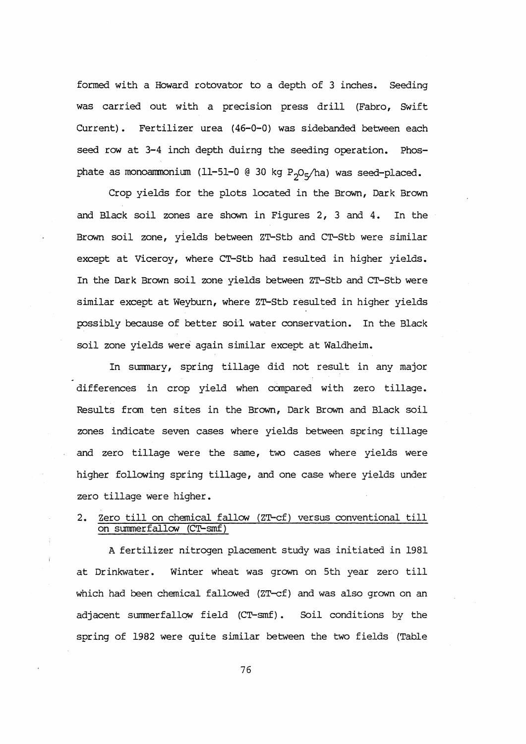formed with a Howard rotovator to a depth of 3 inches. Seeding was carried out with a precision press drill (Fabro, Swift Current). Fertilizer urea (46-0-0) was sidebanded between each seed row at 3-4 inch depth duirng the seeding operation. Phosphate as monoammonium (11-51-0 @ 30 kg $P_2O_5$/ha) was seed-placed.

Crop yields for the plots located in the Brown, Dark Brown and Black soil zones are shown in Figures 2, 3 and 4. In the Brown soil zone, yields between ZT-Stb and CT-Stb were similar except at Viceroy, where CT-Stb had resulted in higher yields. In the Dark Brown soil zone yields between ZT-Stb and CT-Stb were similar except at Weyburn, where ZT-Stb resulted in higher yields possibly because of better soil water conservation. In the Black soil zone yields were again similar except at Waldheim.

In summary, spring tillage did not result in any major differences in crop yield when compared with zero tillage. Results from ten sites in the Brown, Dark Brown and Black soil zones indicate seven cases where yields between spring tillage and zero tillage were the same, two cases where yields were higher following spring tillage, and one case where yields under zero tillage were higher.

2. <u>Zero till on chemical fallow (ZT-cf) versus conventional till on summerfallow (CT-smf)</u>

A fertilizer nitrogen placement study was initiated in 1981 at Drinkwater. Winter wheat was grown on 5th year zero till which had been chemical fallowed (ZT-cf) and was also grown on an adjacent summerfallow field (CT-smf). Soil conditions by the spring of 1982 were quite similar between the two fields (Table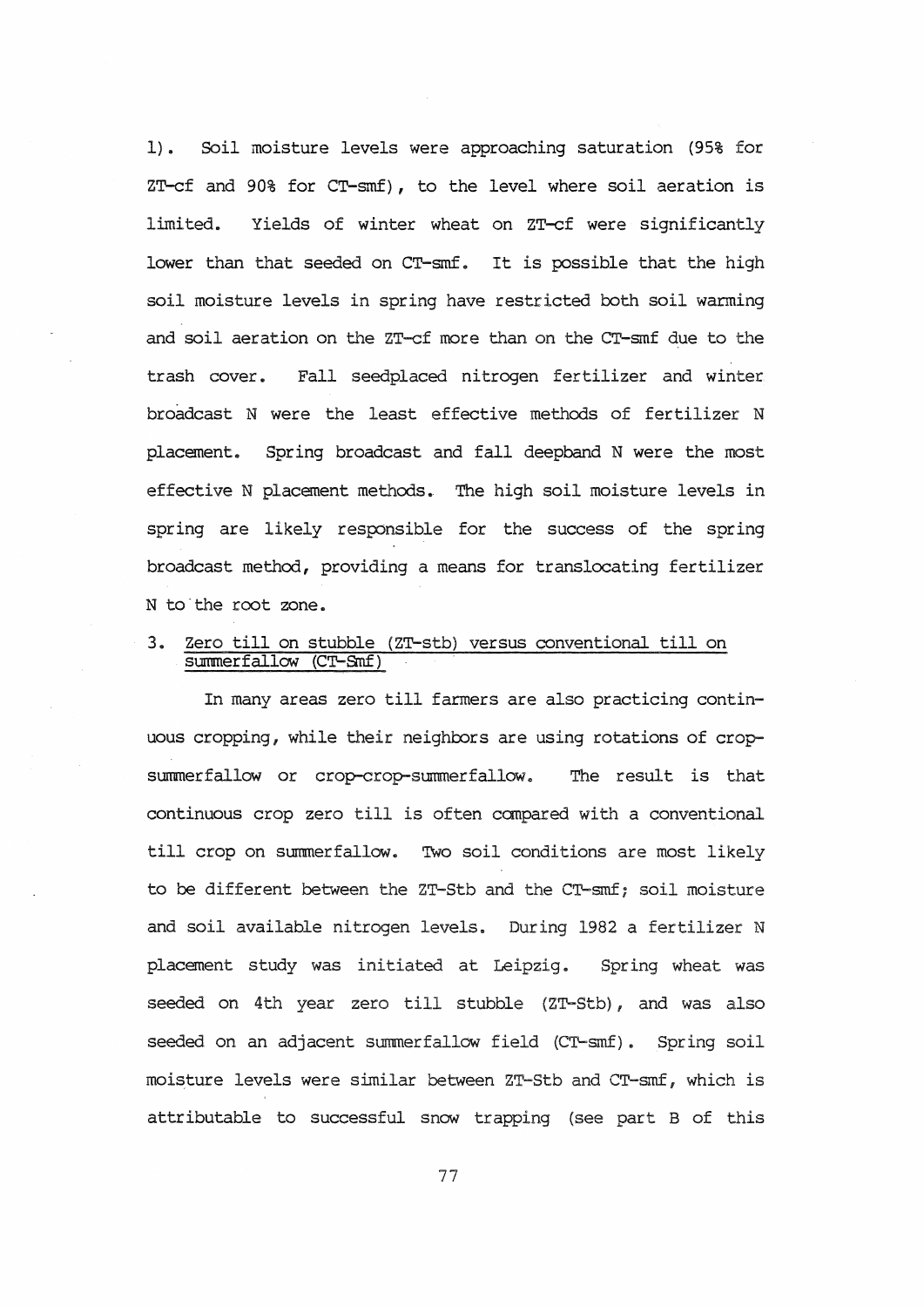1). Soil moisture levels were approaching saturation (95% for ZT-cf and 90% for CT-smf), to the level where soil aeration is limited. Yields of winter wheat on ZT-cf were significantly lower than that seeded on CT-smf. It is possible that the high soil moisture levels in spring have restricted both soil warming and soil aeration on the ZT-cf more than on the CT-smf due to the trash cover. Fall seedplaced nitrogen fertilizer and winter broadcast N were the least effective methods of fertilizer N placement. Spring broadcast and fall deepband N were the most effective N placement methods. The high soil moisture levels in spring are likely responsible for the success of the spring broadcast method, providing a means for translocating fertilizer N to the root zone.

3. Zero till on stubble (ZT-stb) versus conventional till on summerfallow (CT-Smf)

In many areas zero till farmers are also practicing continuous cropping, while their neighbors are using rotations of crop-summerfallow or crop-crop-summerfallow. The result is that continuous crop zero till is often compared with a conventional till crop on summerfallow. Two soil conditions are most likely to be different between the ZT-Stb and the CT-smf; soil moisture and soil available nitrogen levels. During 1982 a fertilizer N placement study was initiated at Leipzig. Spring wheat was seeded on 4th year zero till stubble (ZT-Stb), and was also seeded on an adjacent summerfallow field (CT-smf). Spring soil moisture levels were similar between ZT-Stb and CT-smf, which is attributable to successful snow trapping (see part B of this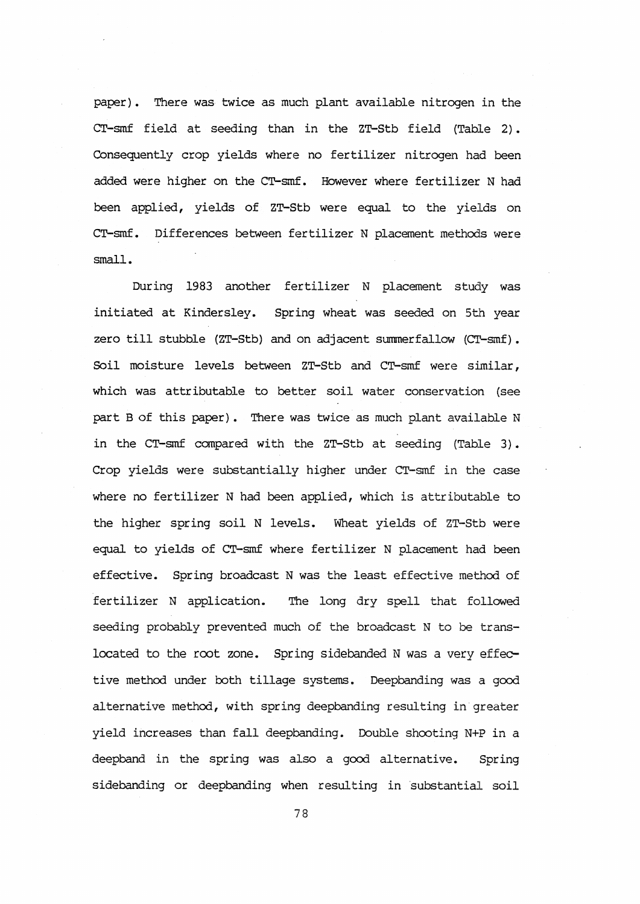paper). There was twice as much plant available nitrogen in the CT-smf field at seeding than in the ZT-Stb field (Table 2). Consequently crop yields where no fertilizer nitrogen had been added were higher on the CT-smf. However where fertilizer N had been applied, yields of ZT-Stb were equal to the yields on CT-smf. Differences between fertilizer N placement methods were small.

During 1983 another fertilizer N placement study was initiated at Kindersley. Spring wheat was seeded on 5th year zero till stubble (ZT-Stb) and on adjacent summerfallow (CT-smf). Soil moisture levels between ZT-Stb and CT-smf were similar, which was attributable to better soil water conservation (see part B of this paper). There was twice as much plant available N in the CT-smf compared with the ZT-Stb at seeding (Table 3). Crop yields were substantially higher under CT-smf in the case where no fertilizer N had been applied, which is attributable to the higher spring soil N levels. Wheat yields of ZT-Stb were equal to yields of CT-smf where fertilizer N placement had been effective. Spring broadcast N was the least effective method of fertilizer N application. The long dry spell that followed seeding probably prevented much of the broadcast N to be translocated to the root zone. Spring sidebanded N was a very effective method under both tillage systems. Deepbanding was a good alternative method, with spring deepbanding resulting in greater yield increases than fall deepbanding. Double shooting N+P in a deepband in the spring was also a good alternative. Spring sidebanding or deepbanding when resulting in substantial soil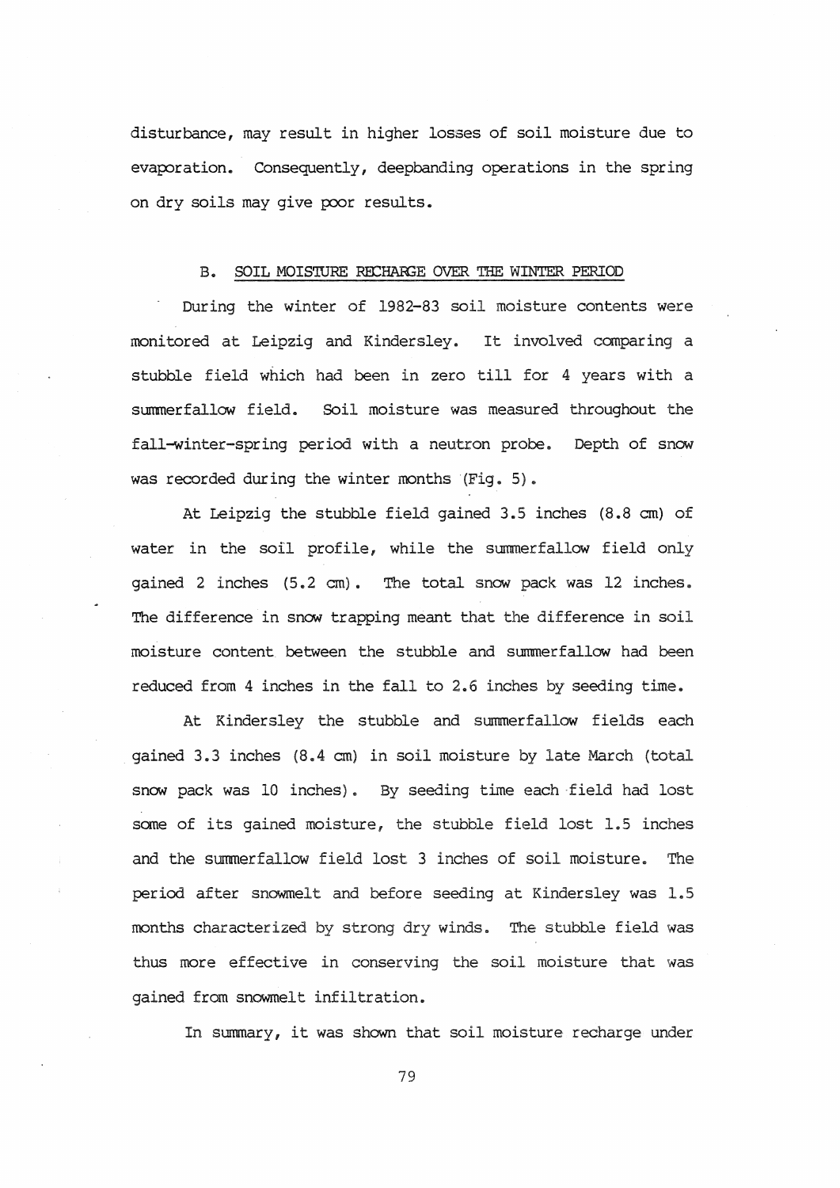disturbance, may result in higher losses of soil moisture due to evaporation. Consequently, deepbanding operations in the spring on dry soils may give poor results.

### B. SOIL MOISTURE RECHARGE OVER THE WINTER PERIOD

During the winter of 1982-83 soil moisture contents were monitored at Leipzig and Kindersley. It involved comparing a stubble field which had been in zero till for 4 years with a summerfallow field. Soil moisture was measured throughout the fall-winter-spring period with a neutron probe. Depth of snow was recorded during the winter months (Fig. 5).

At Leipzig the stubble field gained 3.5 inches (8.8 cm) of water in the soil profile, while the summerfallow field only gained 2 inches (5.2 cm). The total snow pack was 12 inches. The difference in snow trapping meant that the difference in soil moisture content between the stubble and summerfallow had been reduced from 4 inches in the fall to 2.6 inches by seeding time.

At Kindersley the stubble and summerfallow fields each gained 3.3 inches (8.4 cm) in soil moisture by late March (total snow pack was 10 inches). By seeding time each field had lost some of its gained moisture, the stubble field lost 1.5 inches and the summerfallow field lost 3 inches of soil moisture. The period after snowmelt and before seeding at Kindersley was 1.5 months characterized by strong dry winds. The stubble field was thus more effective in conserving the soil moisture that was gained from snowmelt infiltration.

In summary, it was shown that soil moisture recharge under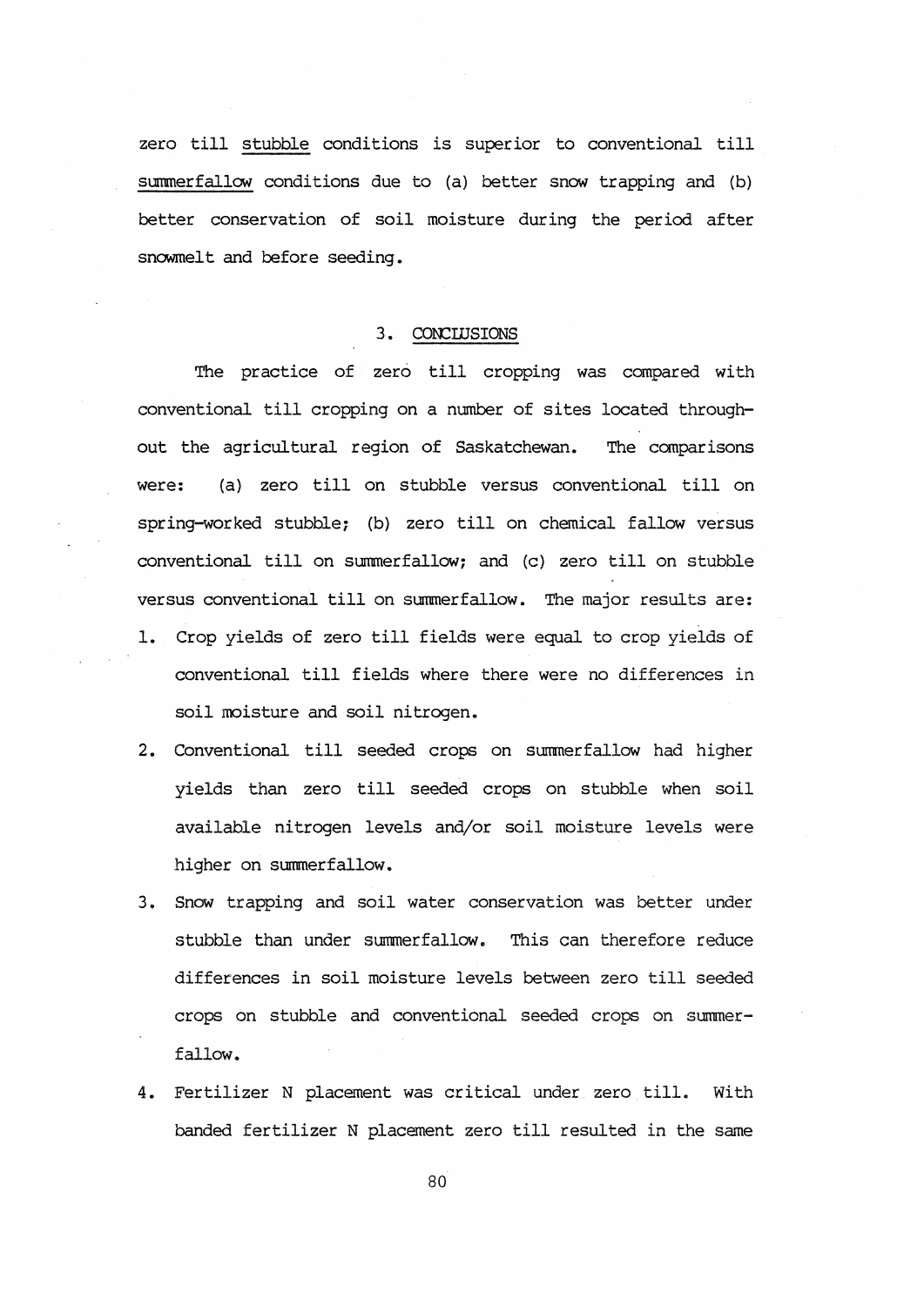zero till <u>stubble</u> conditions is superior to conventional till <u>summerfallow</u> conditions due to (a) better snow trapping and (b) better conservation of soil moisture during the period after snowmelt and before seeding.

## 3. CONCLUSIONS

The practice of zero till cropping was compared with conventional till cropping on a number of sites located throughout the agricultural region of Saskatchewan. The comparisons were: (a) zero till on stubble versus conventional till on spring-worked stubble; (b) zero till on chemical fallow versus conventional till on summerfallow; and (c) zero till on stubble versus conventional till on summerfallow. The major results are:

1. Crop yields of zero till fields were equal to crop yields of conventional till fields where there were no differences in soil moisture and soil nitrogen.
2. Conventional till seeded crops on summerfallow had higher yields than zero till seeded crops on stubble when soil available nitrogen levels and/or soil moisture levels were higher on summerfallow.
3. Snow trapping and soil water conservation was better under stubble than under summerfallow. This can therefore reduce differences in soil moisture levels between zero till seeded crops on stubble and conventional seeded crops on summerfallow.
4. Fertilizer N placement was critical under zero till. With banded fertilizer N placement zero till resulted in the same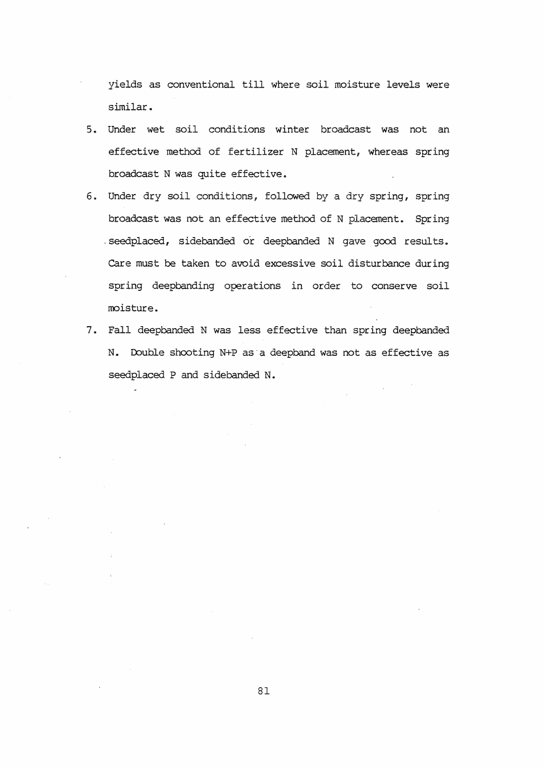yields as conventional till where soil moisture levels were similar.

5. Under wet soil conditions winter broadcast was not an effective method of fertilizer N placement, whereas spring broadcast N was quite effective.
6. Under dry soil conditions, followed by a dry spring, spring broadcast was not an effective method of N placement. Spring seedplaced, sidebanded or deepbanded N gave good results. Care must be taken to avoid excessive soil disturbance during spring deepbanding operations in order to conserve soil moisture.
7. Fall deepbanded N was less effective than spring deepbanded N. Double shooting N+P as a deepband was not as effective as seedplaced P and sidebanded N.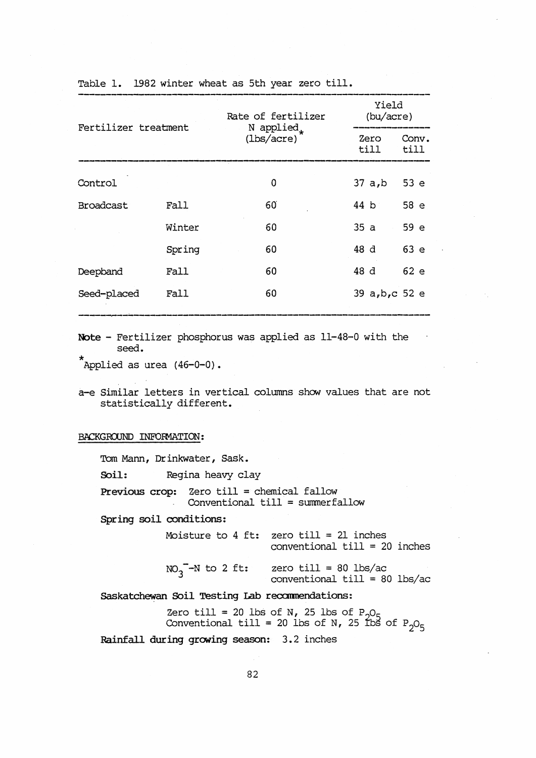Table 1. 1982 winter wheat as 5th year zero till.

| Fertilizer treatment | | Rate of fertilizer N applied* (lbs/acre) | Yield (bu/acre) | |
|---|---|---|---|---|
| | | | Zero till | Conv. till |
| Control | | 0 | 37 a,b | 53 e |
| Broadcast | Fall | 60 | 44 b | 58 e |
| | Winter | 60 | 35 a | 59 e |
| | Spring | 60 | 48 d | 63 e |
| Deepband | Fall | 60 | 48 d | 62 e |
| Seed-placed | Fall | 60 | 39 a,b,c | 52 e |

**Note** - Fertilizer phosphorus was applied as 11-48-0 with the seed.

*Applied as urea (46-0-0).

a-e Similar letters in vertical columns show values that are not statistically different.

BACKGROUND INFORMATION:

Tom Mann, Drinkwater, Sask.

**Soil:** Regina heavy clay

**Previous crop:** Zero till = chemical fallow
Conventional till = summerfallow

**Spring soil conditions:**

Moisture to 4 ft: zero till = 21 inches
conventional till = 20 inches

$NO_3^-$-N to 2 ft: zero till = 80 lbs/ac
conventional till = 80 lbs/ac

**Saskatchewan Soil Testing Lab recommendations:**

Zero till = 20 lbs of N, 25 lbs of $P_2O_5$
Conventional till = 20 lbs of N, 25 lbs of $P_2O_5$

**Rainfall during growing season:** 3.2 inches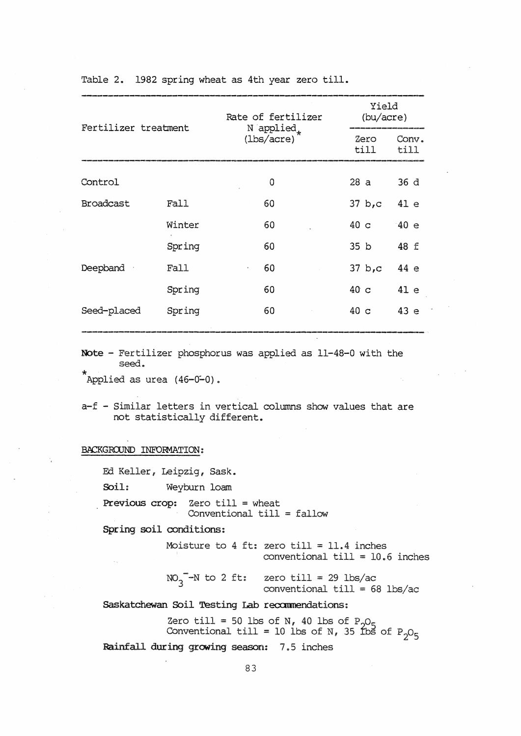Table 2. 1982 spring wheat as 4th year zero till.

| Fertilizer treatment | | Rate of fertilizer N applied* (lbs/acre) | Yield (bu/acre) | |
|---|---|---|---|---|
| | | | Zero till | Conv. till |
| Control | | 0 | 28 a | 36 d |
| Broadcast | Fall | 60 | 37 b,c | 41 e |
| | Winter | 60 | 40 c | 40 e |
| | Spring | 60 | 35 b | 48 f |
| Deepband | Fall | 60 | 37 b,c | 44 e |
| | Spring | 60 | 40 c | 41 e |
| Seed-placed | Spring | 60 | 40 c | 43 e |

**Note** - Fertilizer phosphorus was applied as 11-48-0 with the seed.

*Applied as urea (46-0-0).

a-f - Similar letters in vertical columns show values that are not statistically different.

BACKGROUND INFORMATION:

Ed Keller, Leipzig, Sask.

**Soil:** Weyburn loam

**Previous crop:** Zero till = wheat
Conventional till = fallow

**Spring soil conditions:**

Moisture to 4 ft: zero till = 11.4 inches
conventional till = 10.6 inches

$NO_3^-$-N to 2 ft: zero till = 29 lbs/ac
conventional till = 68 lbs/ac

**Saskatchewan Soil Testing Lab recommendations:**

Zero till = 50 lbs of N, 40 lbs of $P_2O_5$
Conventional till = 10 lbs of N, 35 lbs of $P_2O_5$

**Rainfall during growing season:** 7.5 inches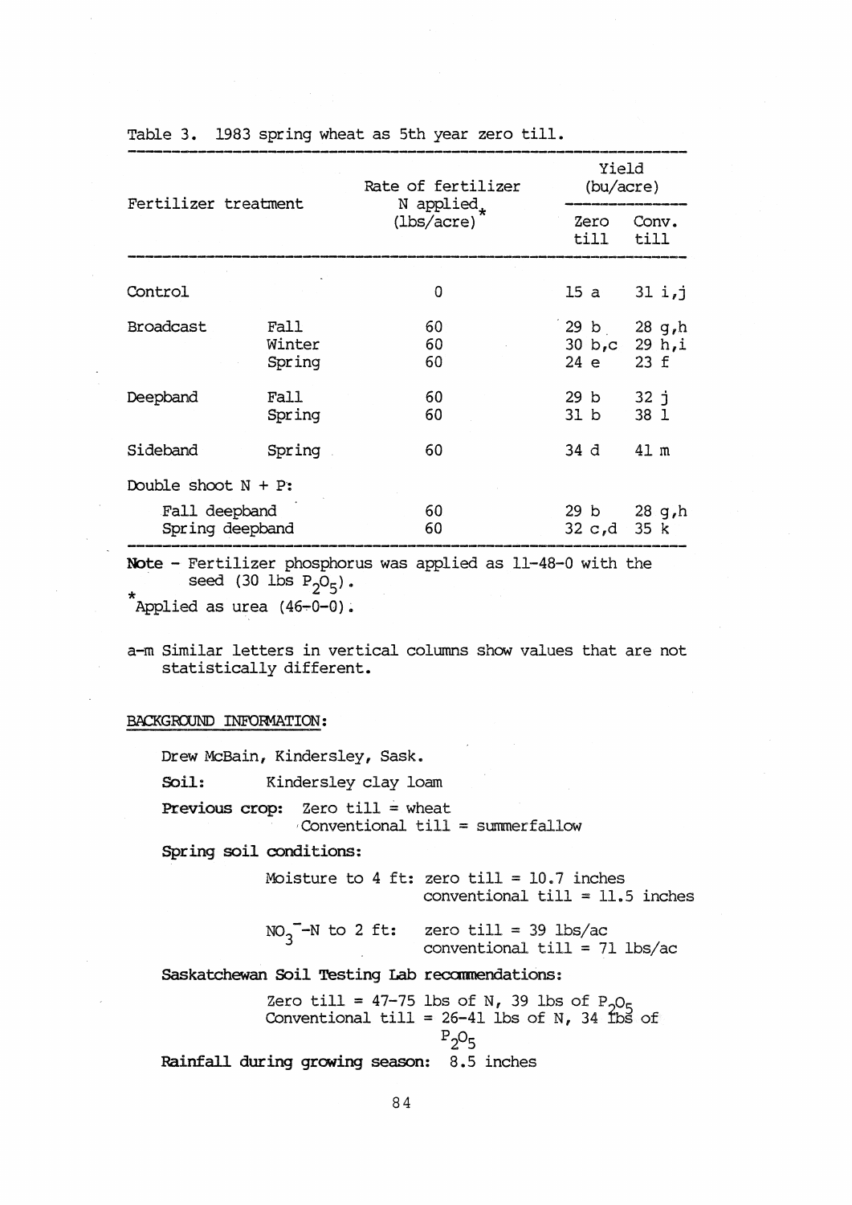Table 3. 1983 spring wheat as 5th year zero till.

| Fertilizer treatment | | Rate of fertilizer N applied* (lbs/acre) | Yield (bu/acre) | |
|---|---|---|---|---|
| | | | Zero till | Conv. till |
| Control | | 0 | 15 a | 31 i,j |
| Broadcast | Fall | 60 | 29 b | 28 g,h |
| | Winter | 60 | 30 b,c | 29 h,i |
| | Spring | 60 | 24 e | 23 f |
| Deepband | Fall | 60 | 29 b | 32 j |
| | Spring | 60 | 31 b | 38 l |
| Sideband | Spring | 60 | 34 d | 41 m |
| Double shoot N + P: | | | | |
| Fall deepband | | 60 | 29 b | 28 g,h |
| Spring deepband | | 60 | 32 c,d | 35 k |

**Note** - Fertilizer phosphorus was applied as 11-48-0 with the seed (30 lbs $P_2O_5$).

*Applied as urea (46-0-0).

a-m Similar letters in vertical columns show values that are not statistically different.

BACKGROUND INFORMATION:

Drew McBain, Kindersley, Sask.

**Soil:** Kindersley clay loam

**Previous crop:** Zero till = wheat
Conventional till = summerfallow

**Spring soil conditions:**

Moisture to 4 ft: zero till = 10.7 inches
conventional till = 11.5 inches

$NO_3^-$-N to 2 ft: zero till = 39 lbs/ac
conventional till = 71 lbs/ac

**Saskatchewan Soil Testing Lab recommendations:**

Zero till = 47-75 lbs of N, 39 lbs of $P_2O_5$
Conventional till = 26-41 lbs of N, 34 lbs of $P_2O_5$

**Rainfall during growing season:** 8.5 inches